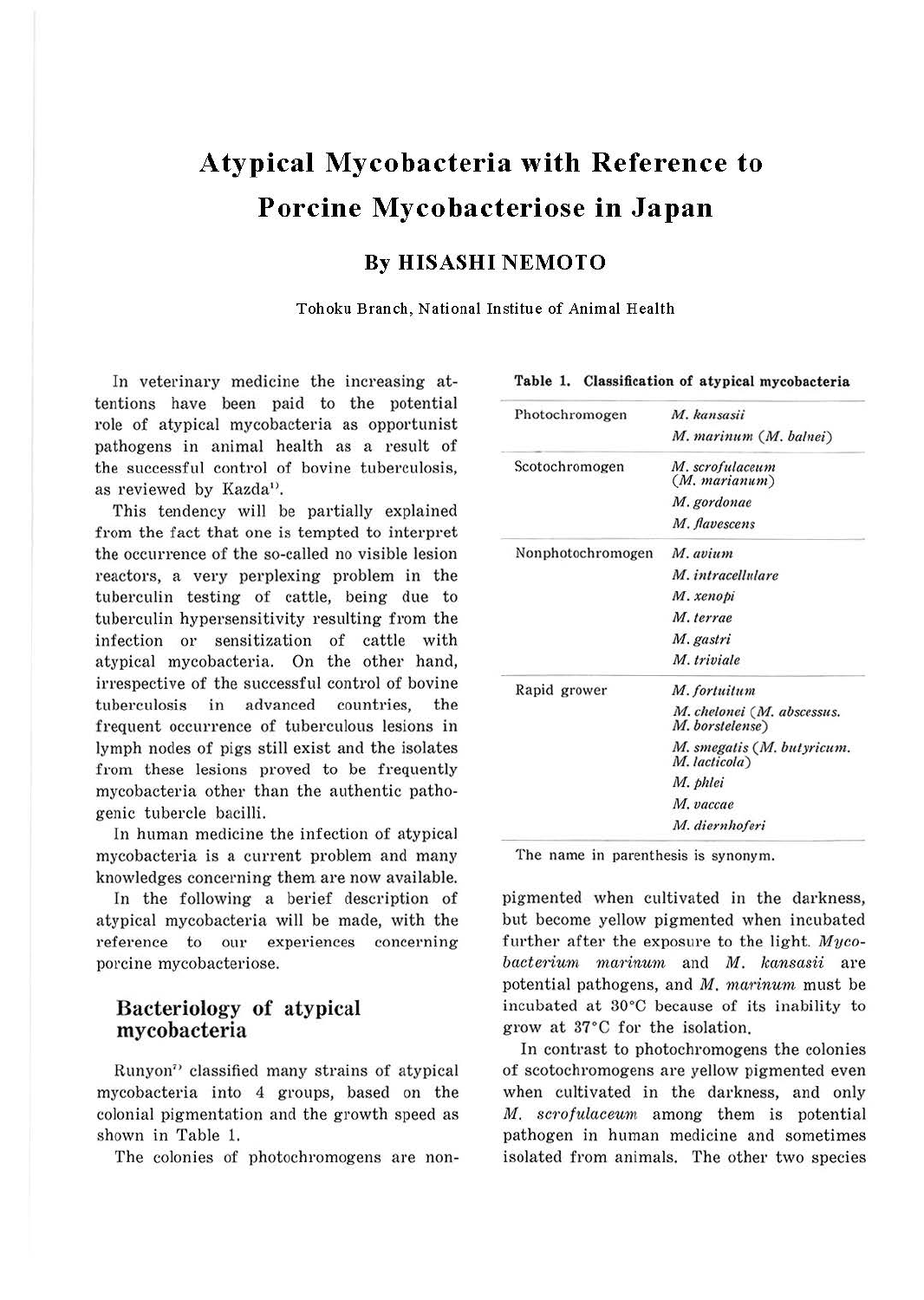# Atypical Mycobacteria with Reference to Porcine Mycobacteriose in Japan

## By HISASHI NEMOTO

Tohoku Branch, National Institue of Animal Health

In veterinary medicine the increasing attentions have been paid to the potential role of atypical mycobacteria as opportunist pathogens in animal health as a result of the successful control of bovine tuberculosis, as reviewed by Kazda[1].

This tendency will be partially explained from the fact that one is tempted to interpret the occurrence of the so-called no visible lesion reactors, a very perplexing problem in the tuberculin testing of cattle, being due to tuberculin hypersensitivity resulting from the infection or sensitization of cattle with atypical mycobacteria. On the other hand, irrespective of the successful control of bovine tuberculosis in advanced countries, the frequent occurrence of tuberculous lesions in lymph nodes of pigs still exist and the isolates from these lesions proved to be frequently mycobacteria other than the authentic pathogenic tubercle bacilli.

In human medicine the infection of atypical mycobacteria is a current problem and many knowledges concerning them are now available.

In the following a berief description of atypical mycobacteria will be made, with the reference to our experiences concerning porcine mycobacteriose.

## Bacteriology of atypical mycobacteria

Runyon[7] classified many strains of atypical mycobacteria into 4 groups, based on the colonial pigmentation and the growth speed as shown in Table 1.

**Table 1. Classification of atypical mycobacteria**

| | |
|---|---|
| Photochromogen | *M. kansasii* |
| | *M. marinum* (*M. balnei*) |
| Scotochromogen | *M. scrofulaceum* (*M. marianum*) |
| | *M. gordonae* |
| | *M. flavescens* |
| Nonphotochromogen | *M. avium* |
| | *M. intracellulare* |
| | *M. xenopi* |
| | *M. terrae* |
| | *M. gastri* |
| | *M. triviale* |
| Rapid grower | *M. fortuitum* |
| | *M. chelonei* (*M. abscessus. M. borstelense*) |
| | *M. smegatis* (*M. butyricum. M. lacticola*) |
| | *M. phlei* |
| | *M. vaccae* |
| | *M. diernhoferi* |

The name in parenthesis is synonym.

The colonies of photochromogens are non-pigmented when cultivated in the darkness, but become yellow pigmented when incubated further after the exposure to the light. *Mycobacterium marinum* and *M. kansasii* are potential pathogens, and *M. marinum* must be incubated at 30°C because of its inability to grow at 37°C for the isolation.

In contrast to photochromogens the colonies of scotochromogens are yellow pigmented even when cultivated in the darkness, and only *M. scrofulaceum* among them is potential pathogen in human medicine and sometimes isolated from animals. The other two species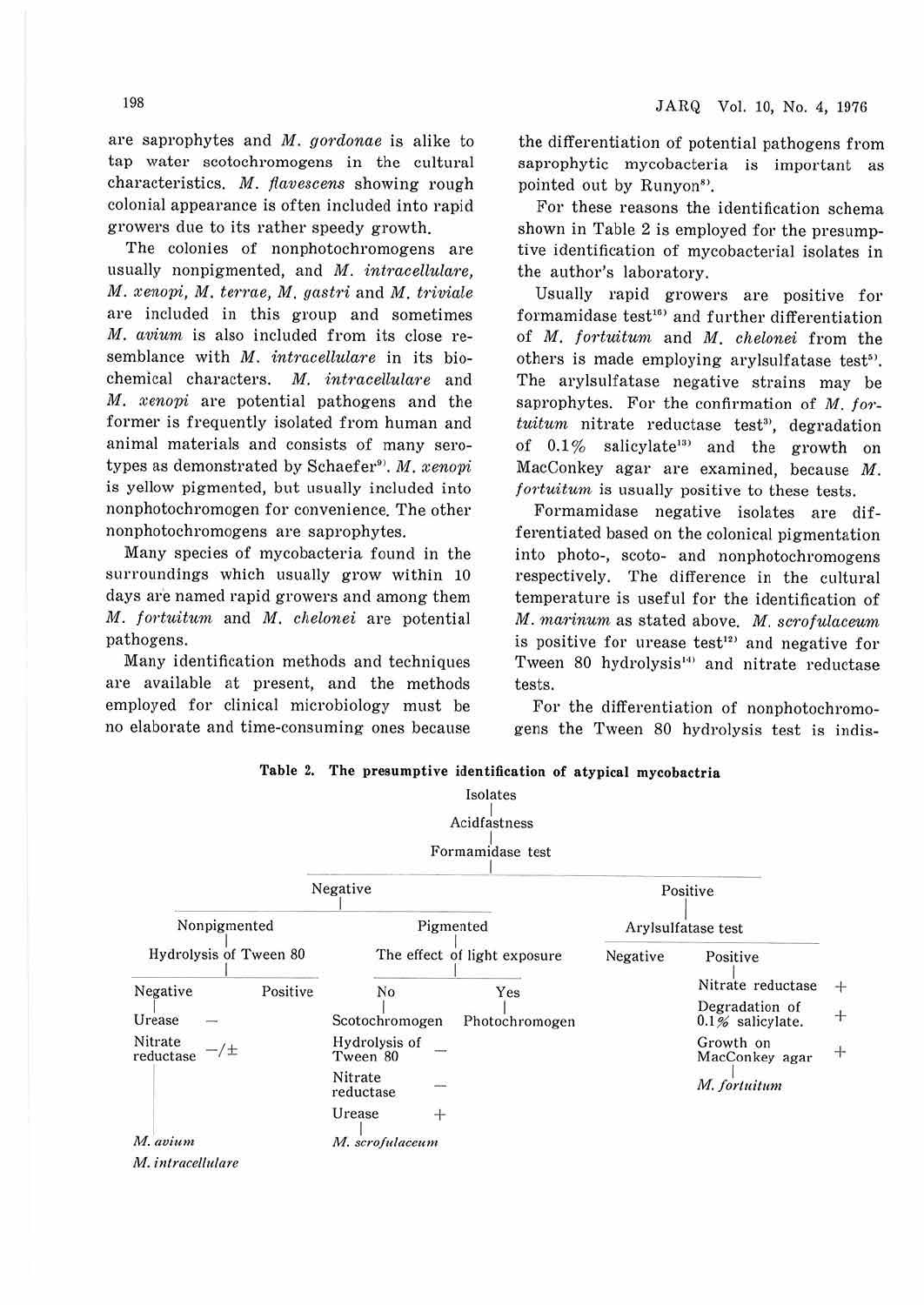are saprophytes and *M. gordonae* is alike to tap water scotochromogens in the cultural characteristics. *M. flavescens* showing rough colonial appearance is often included into rapid growers due to its rather speedy growth.

The colonies of nonphotochromogens are usually nonpigmented, and *M. intracellulare, M. xenopi, M. terrae, M. gastri* and *M. triviale* are included in this group and sometimes *M. avium* is also included from its close resemblance with *M. intracellulare* in its biochemical characters. *M. intracellulare* and *M. xenopi* are potential pathogens and the former is frequently isolated from human and animal materials and consists of many serotypes as demonstrated by Schaefer[9]. *M. xenopi* is yellow pigmented, but usually included into nonphotochromogen for convenience. The other nonphotochromogens are saprophytes.

Many species of mycobacteria found in the surroundings which usually grow within 10 days are named rapid growers and among them *M. fortuitum* and *M. chelonei* are potential pathogens.

Many identification methods and techniques are available at present, and the methods employed for clinical microbiology must be no elaborate and time-consuming ones because the differentiation of potential pathogens from saprophytic mycobacteria is important as pointed out by Runyon[8].

For these reasons the identification schema shown in Table 2 is employed for the presumptive identification of mycobacterial isolates in the author's laboratory.

Usually rapid growers are positive for formamidase test[16] and further differentiation of *M. fortuitum* and *M. chelonei* from the others is made employing arylsulfatase test[5]. The arylsulfatase negative strains may be saprophytes. For the confirmation of *M. fortuitum* nitrate reductase test[3], degradation of 0.1% salicylate[13] and the growth on MacConkey agar are examined, because *M. fortuitum* is usually positive to these tests.

Formamidase negative isolates are differentiated based on the colonical pigmentation into photo-, scoto- and nonphotochromogens respectively. The difference in the cultural temperature is useful for the identification of *M. marinum* as stated above. *M. scrofulaceum* is positive for urease test[12] and negative for Tween 80 hydrolysis[14] and nitrate reductase tests.

For the differentiation of nonphotochromogens the Tween 80 hydrolysis test is indis-

**Table 2. The presumptive identification of atypical mycobactria**

```
Isolates
  |
Acidfastness
  |
Formamidase test
  |
  ├── Negative
  │     ├── Nonpigmented
  │     │     └── Hydrolysis of Tween 80
  │     │           ├── Negative
  │     │           │     Urease              −
  │     │           │     Nitrate reductase   −/±
  │     │           │     └── M. avium
  │     │           │         M. intracellulare
  │     │           └── Positive
  │     └── Pigmented
  │           └── The effect of light exposure
  │                 ├── No
  │                 │     └── Scotochromogen
  │                 │           Hydrolysis of Tween 80   −
  │                 │           Nitrate reductase        −
  │                 │           Urease                   +
  │                 │           └── M. scrofulaceum
  │                 └── Yes
  │                       └── Photochromogen
  └── Positive
        └── Arylsulfatase test
              ├── Negative
              └── Positive
                    Nitrate reductase             +
                    Degradation of 0.1% salicylate +
                    Growth on MacConkey agar      +
                    └── M. fortuitum
```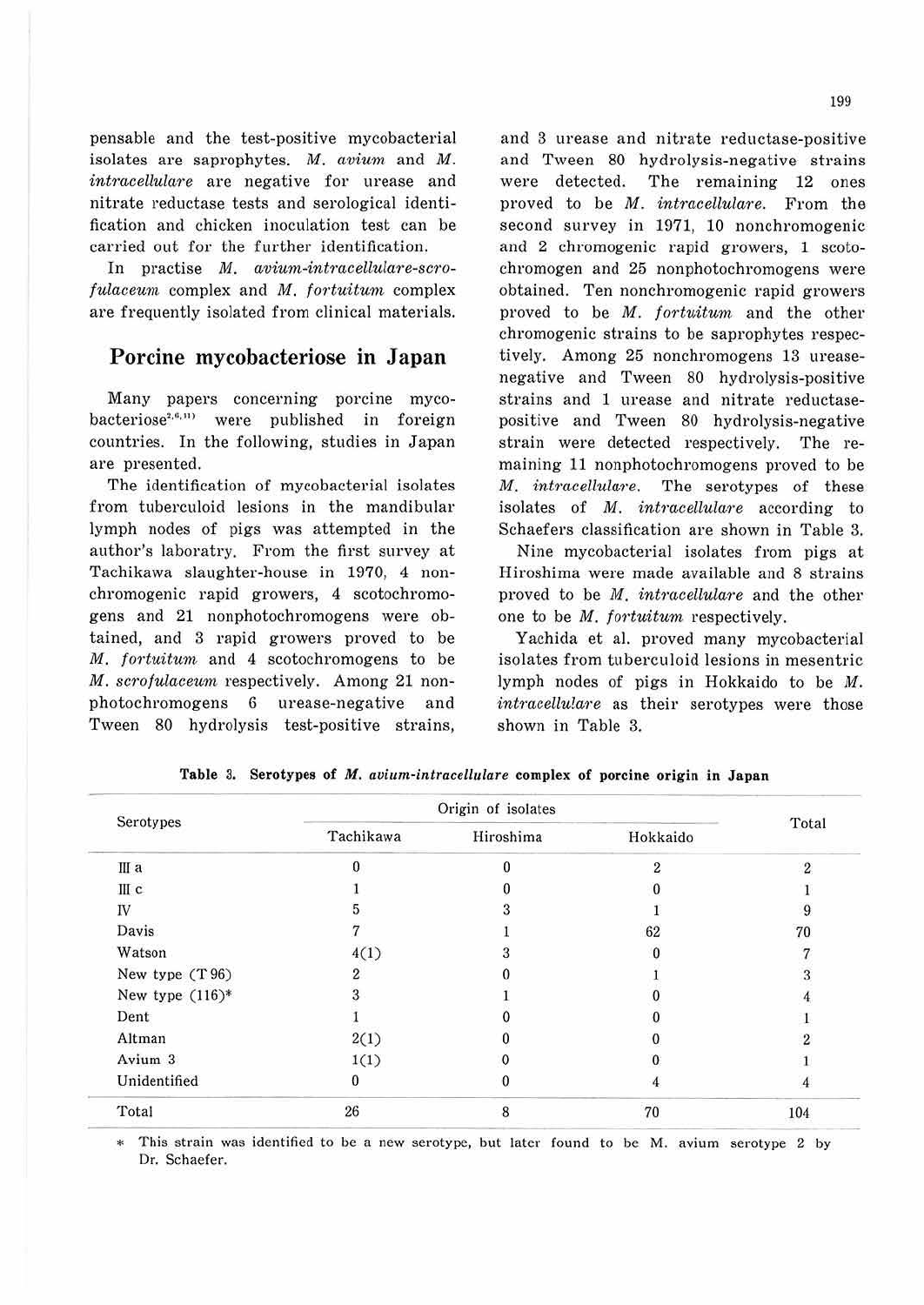pensable and the test-positive mycobacterial isolates are saprophytes. *M. avium* and *M. intracellulare* are negative for urease and nitrate reductase tests and serological identification and chicken inoculation test can be carried out for the further identification.

In practise *M. avium-intracellulare-scrofulaceum* complex and *M. fortuitum* complex are frequently isolated from clinical materials.

## Porcine mycobacteriose in Japan

Many papers concerning porcine mycobacteriose[2,6,11] were published in foreign countries. In the following, studies in Japan are presented.

The identification of mycobacterial isolates from tuberculoid lesions in the mandibular lymph nodes of pigs was attempted in the author's laboratry. From the first survey at Tachikawa slaughter-house in 1970, 4 nonchromogenic rapid growers, 4 scotochromogens and 21 nonphotochromogens were obtained, and 3 rapid growers proved to be *M. fortuitum* and 4 scotochromogens to be *M. scrofulaceum* respectively. Among 21 nonphotochromogens 6 urease-negative and Tween 80 hydrolysis test-positive strains, and 3 urease and nitrate reductase-positive and Tween 80 hydrolysis-negative strains were detected. The remaining 12 ones proved to be *M. intracellulare*. From the second survey in 1971, 10 nonchromogenic and 2 chromogenic rapid growers, 1 scotochromogen and 25 nonphotochromogens were obtained. Ten nonchromogenic rapid growers proved to be *M. fortuitum* and the other chromogenic strains to be saprophytes respectively. Among 25 nonchromogens 13 urease-negative and Tween 80 hydrolysis-positive strains and 1 urease and nitrate reductase-positive and Tween 80 hydrolysis-negative strain were detected respectively. The remaining 11 nonphotochromogens proved to be *M. intracellulare*. The serotypes of these isolates of *M. intracellulare* according to Schaefers classification are shown in Table 3.

Nine mycobacterial isolates from pigs at Hiroshima were made available and 8 strains proved to be *M. intracellulare* and the other one to be *M. fortuitum* respectively.

Yachida et al. proved many mycobacterial isolates from tuberculoid lesions in mesentric lymph nodes of pigs in Hokkaido to be *M. intracellulare* as their serotypes were those shown in Table 3.

**Table 3. Serotypes of *M. avium-intracellulare* complex of porcine origin in Japan**

| Serotypes | Origin of isolates | | | Total |
|---|---|---|---|---|
| | Tachikawa | Hiroshima | Hokkaido | |
| III a | 0 | 0 | 2 | 2 |
| III c | 1 | 0 | 0 | 1 |
| IV | 5 | 3 | 1 | 9 |
| Davis | 7 | 1 | 62 | 70 |
| Watson | 4(1) | 3 | 0 | 7 |
| New type (T 96) | 2 | 0 | 1 | 3 |
| New type (116)* | 3 | 1 | 0 | 4 |
| Dent | 1 | 0 | 0 | 1 |
| Altman | 2(1) | 0 | 0 | 2 |
| Avium 3 | 1(1) | 0 | 0 | 1 |
| Unidentified | 0 | 0 | 4 | 4 |
| Total | 26 | 8 | 70 | 104 |

\* This strain was identified to be a new serotype, but later found to be M. avium serotype 2 by Dr. Schaefer.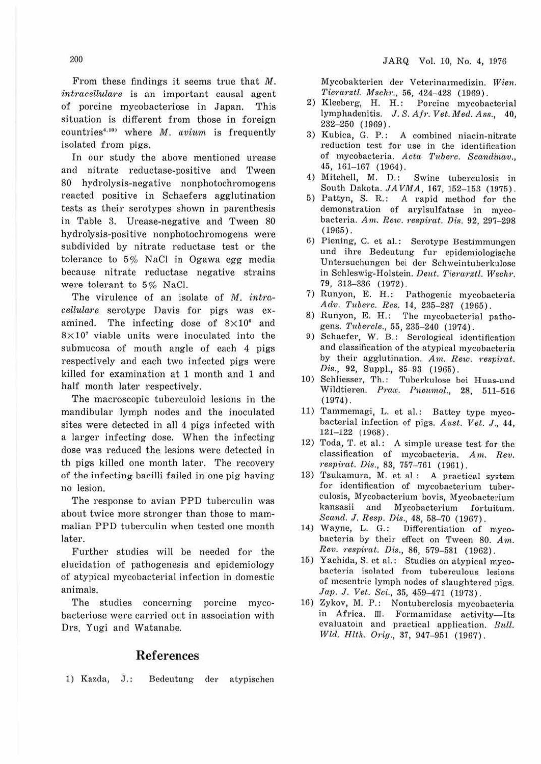From these findings it seems true that *M. intracellulare* is an important causal agent of porcine mycobacteriose in Japan. This situation is different from those in foreign countries[4,10] where *M. avium* is frequently isolated from pigs.

In our study the above mentioned urease and nitrate reductase-positive and Tween 80 hydrolysis-negative nonphotochromogens reacted positive in Schaefers agglutination tests as their serotypes shown in parenthesis in Table 3. Urease-negative and Tween 80 hydrolysis-positive nonphotochromogens were subdivided by nitrate reductase test or the tolerance to 5% NaCl in Ogawa egg media because nitrate reductase negative strains were tolerant to 5% NaCl.

The virulence of an isolate of *M. intracellulare* serotype Davis for pigs was examined. The infecting dose of $8 \times 10^6$ and $8 \times 10^7$ viable units were inoculated into the submucosa of mouth angle of each 4 pigs respectively and each two infected pigs were killed for examination at 1 month and 1 and half month later respectively.

The macroscopic tuberculoid lesions in the mandibular lymph nodes and the inoculated sites were detected in all 4 pigs infected with a larger infecting dose. When the infecting dose was reduced the lesions were detected in th pigs killed one month later. The recovery of the infecting bacilli failed in one pig having no lesion.

The response to avian PPD tuberculin was about twice more stronger than those to mammalian PPD tuberculin when tested one month later.

Further studies will be needed for the elucidation of pathogenesis and epidemiology of atypical mycobacterial infection in domestic animals.

The studies concerning porcine mycobacteriose were carried out in association with Drs. Yugi and Watanabe.

## References

1) Kazda, J.: Bedeutung der atypischen Mycobakterien der Veterinarmedizin. *Wien. Tierarztl. Mschr.*, 56, 424–428 (1969).
2) Kleeberg, H. H.: Porcine mycobacterial lymphadenitis. *J. S. Afr. Vet. Med. Ass.*, 40, 232–250 (1969).
3) Kubica, G. P.: A combined niacin-nitrate reduction test for use in the identification of mycobacteria. *Acta Tuberc. Scandinav.*, 45, 161–167 (1964).
4) Mitchell, M. D.: Swine tuberculosis in South Dakota. *JAVMA*, 167, 152–153 (1975).
5) Pattyn, S. R.: A rapid method for the demonstration of arylsulfatase in mycobacteria. *Am. Rew. respirat. Dis.* 92, 297–298 (1965).
6) Piening, C. et al.: Serotype Bestimmungen und ihre Bedeutung fur epidemiologische Untersuchungen bei der Schweintuberkulose in Schleswig-Holstein. *Deut. Tierarztl. Wschr.* 79, 313–336 (1972).
7) Runyon, E. H.: Pathogenic mycobacteria *Adv. Tuberc. Res.* 14, 235–287 (1965).
8) Runyon, E. H.: The mycobacterial pathogens. *Tubercle.*, 55, 235–240 (1974).
9) Schaefer, W. B.: Serological identification and classification of the atypical mycobacteria by their agglutination. *Am. Rew. respirat. Dis.*, 92, Suppl., 85–93 (1965).
10) Schliesser, Th.: Tuberkulose bei Huas-und Wildtieren. *Prax. Pneumol.*, 28, 511–516 (1974).
11) Tammemagi, L. et al.: Battey type mycobacterial infection of pigs. *Aust. Vet. J.*, 44, 121–122 (1968).
12) Toda, T. et al.: A simple urease test for the classification of mycobacteria. *Am. Rev. respirat. Dis.*, 83, 757–761 (1961).
13) Tsukamura, M. et al.: A practical system for identification of mycobacterium tuberculosis, Mycobacterium bovis, Mycobacterium kansasii and Mycobacterium fortuitum. *Scand. J. Resp. Dis.*, 48, 58–70 (1967).
14) Wayne, L. G.: Differentiation of mycobacteria by their effect on Tween 80. *Am. Rev. respirat. Dis.*, 86, 579–581 (1962).
15) Yachida, S. et al.: Studies on atypical mycobacteria isolated from tuberculous lesions of mesentric lymph nodes of slaughtered pigs. *Jap. J. Vet. Sci.*, 35, 459–471 (1973).
16) Zykov, M. P.: Nontuberclosis mycobacteria in Africa. III. Formamidase activity—Its evaluatoin and practical application. *Bull. Wld. Hlth. Orig.*, 37, 947–951 (1967).